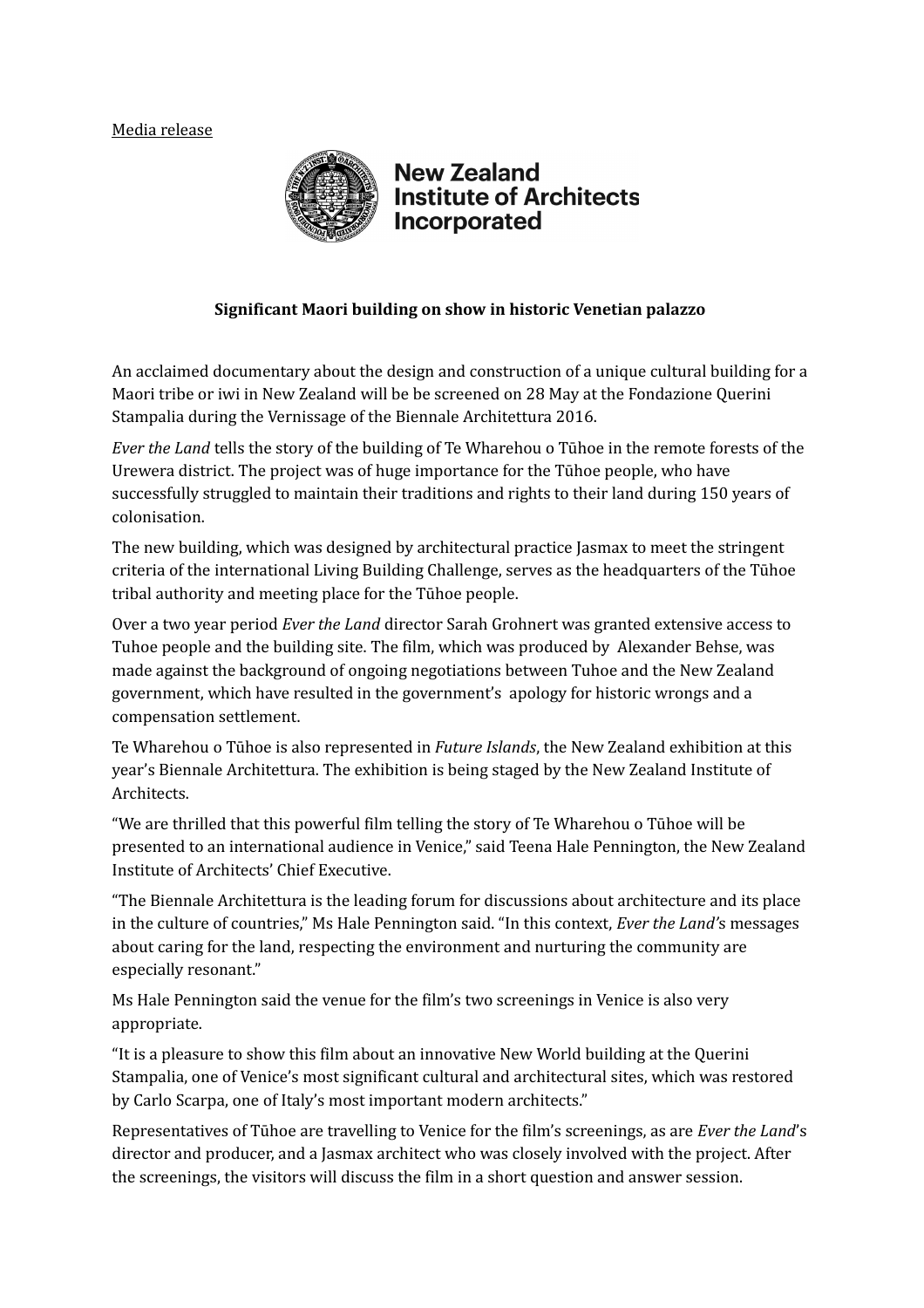Media release

New Zealand Institute of Architects Incorporated

**Significant Maori building on show in historic Venetian palazzo**

An acclaimed documentary about the design and construction of a unique cultural building for a Maori tribe or iwi in New Zealand will be be screened on 28 May at the Fondazione Querini Stampalia during the Vernissage of the Biennale Architettura 2016.

*Ever the Land* tells the story of the building of Te Wharehou o Tūhoe in the remote forests of the Urewera district. The project was of huge importance for the Tūhoe people, who have successfully struggled to maintain their traditions and rights to their land during 150 years of colonisation.

The new building, which was designed by architectural practice Jasmax to meet the stringent criteria of the international Living Building Challenge, serves as the headquarters of the Tūhoe tribal authority and meeting place for the Tūhoe people.

Over a two year period *Ever the Land* director Sarah Grohnert was granted extensive access to Tuhoe people and the building site. The film, which was produced by Alexander Behse, was made against the background of ongoing negotiations between Tuhoe and the New Zealand government, which have resulted in the government's apology for historic wrongs and a compensation settlement.

Te Wharehou o Tūhoe is also represented in *Future Islands*, the New Zealand exhibition at this year's Biennale Architettura. The exhibition is being staged by the New Zealand Institute of Architects.

"We are thrilled that this powerful film telling the story of Te Wharehou o Tūhoe will be presented to an international audience in Venice," said Teena Hale Pennington, the New Zealand Institute of Architects' Chief Executive.

"The Biennale Architettura is the leading forum for discussions about architecture and its place in the culture of countries," Ms Hale Pennington said. "In this context, *Ever the Land's* messages about caring for the land, respecting the environment and nurturing the community are especially resonant."

Ms Hale Pennington said the venue for the film's two screenings in Venice is also very appropriate.

"It is a pleasure to show this film about an innovative New World building at the Querini Stampalia, one of Venice's most significant cultural and architectural sites, which was restored by Carlo Scarpa, one of Italy's most important modern architects."

Representatives of Tūhoe are travelling to Venice for the film's screenings, as are *Ever the Land*'s director and producer, and a Jasmax architect who was closely involved with the project. After the screenings, the visitors will discuss the film in a short question and answer session.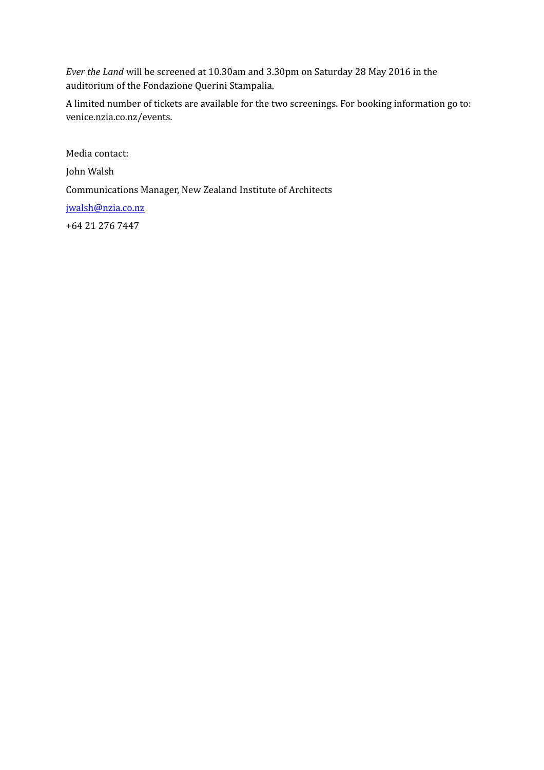*Ever the Land* will be screened at 10.30am and 3.30pm on Saturday 28 May 2016 in the auditorium of the Fondazione Querini Stampalia.

A limited number of tickets are available for the two screenings. For booking information go to: venice.nzia.co.nz/events.

Media contact:

John Walsh

Communications Manager, New Zealand Institute of Architects

jwalsh@nzia.co.nz

+64 21 276 7447